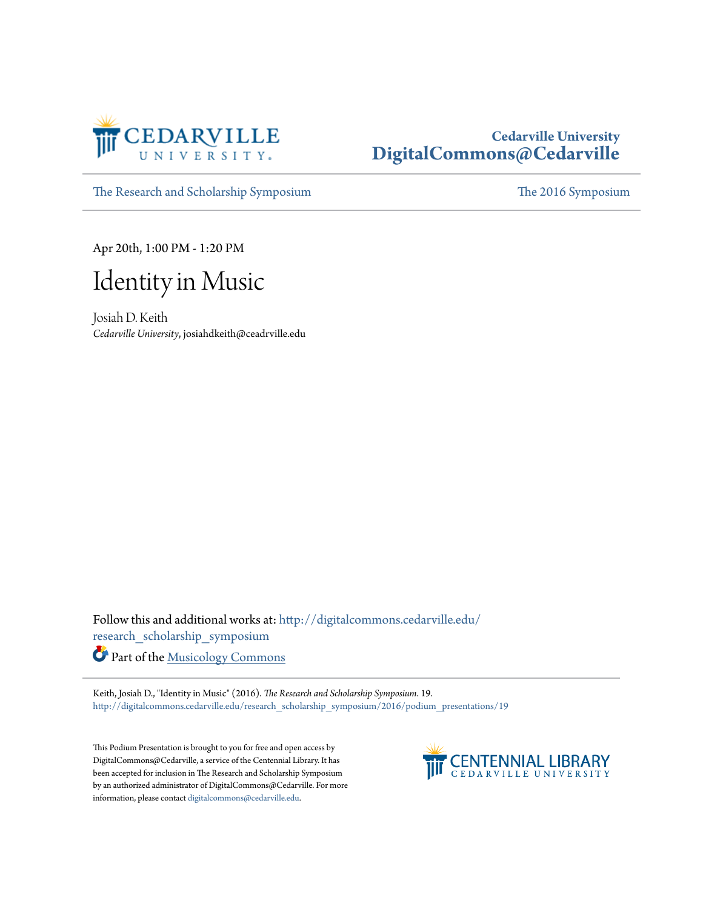Cedarville University
**DigitalCommons@Cedarville**

The Research and Scholarship Symposium | The 2016 Symposium

Apr 20th, 1:00 PM - 1:20 PM

# Identity in Music

Josiah D. Keith
*Cedarville University*, josiahdkeith@ceadrville.edu

Follow this and additional works at: http://digitalcommons.cedarville.edu/research_scholarship_symposium

Part of the Musicology Commons

Keith, Josiah D., "Identity in Music" (2016). *The Research and Scholarship Symposium*. 19.
http://digitalcommons.cedarville.edu/research_scholarship_symposium/2016/podium_presentations/19

This Podium Presentation is brought to you for free and open access by DigitalCommons@Cedarville, a service of the Centennial Library. It has been accepted for inclusion in The Research and Scholarship Symposium by an authorized administrator of DigitalCommons@Cedarville. For more information, please contact digitalcommons@cedarville.edu.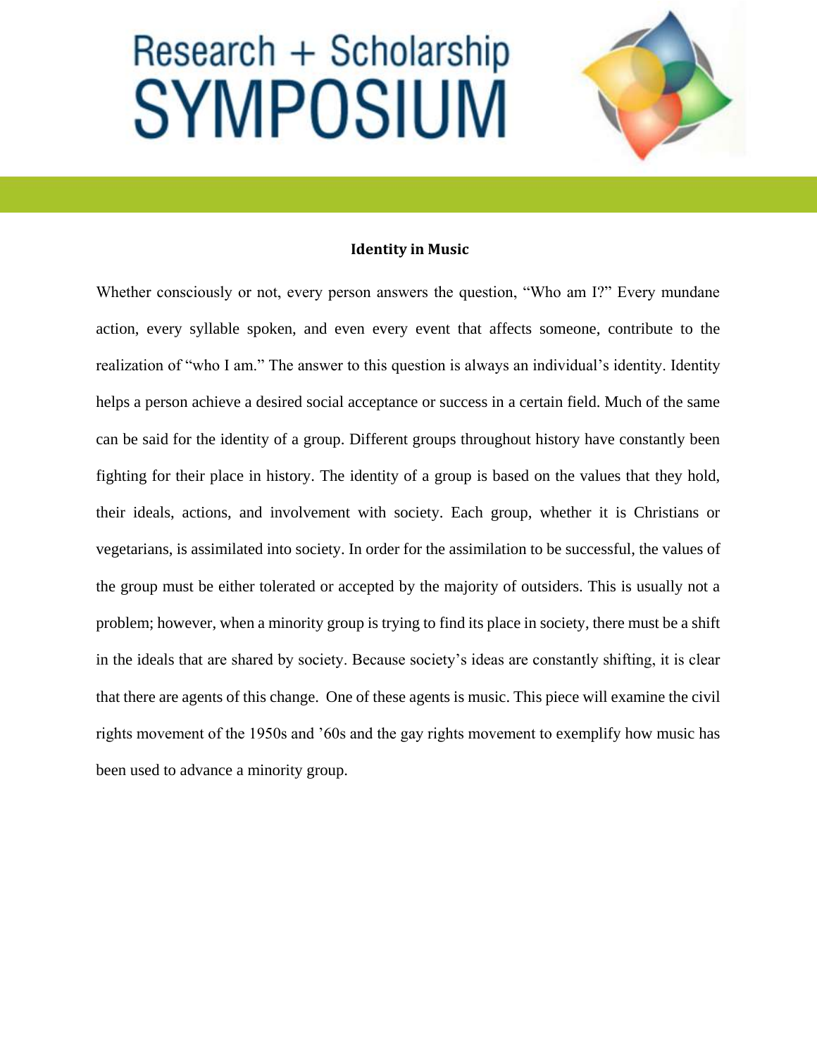# Research + Scholarship SYMPOSIUM

## Identity in Music

Whether consciously or not, every person answers the question, "Who am I?" Every mundane action, every syllable spoken, and even every event that affects someone, contribute to the realization of "who I am." The answer to this question is always an individual's identity. Identity helps a person achieve a desired social acceptance or success in a certain field. Much of the same can be said for the identity of a group. Different groups throughout history have constantly been fighting for their place in history. The identity of a group is based on the values that they hold, their ideals, actions, and involvement with society. Each group, whether it is Christians or vegetarians, is assimilated into society. In order for the assimilation to be successful, the values of the group must be either tolerated or accepted by the majority of outsiders. This is usually not a problem; however, when a minority group is trying to find its place in society, there must be a shift in the ideals that are shared by society. Because society's ideas are constantly shifting, it is clear that there are agents of this change. One of these agents is music. This piece will examine the civil rights movement of the 1950s and '60s and the gay rights movement to exemplify how music has been used to advance a minority group.